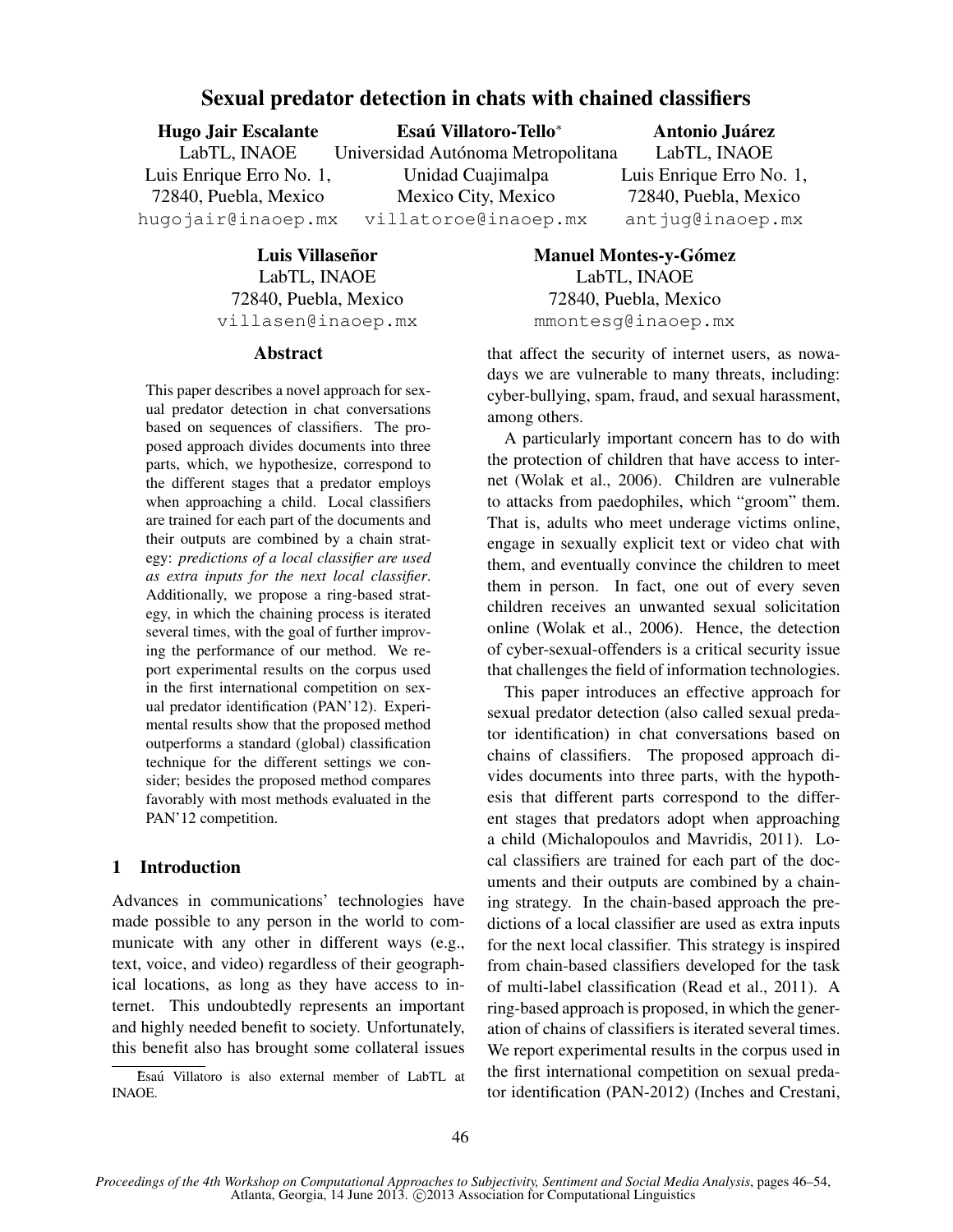# Sexual predator detection in chats with chained classifiers

**Hugo Jair Escalante**
LabTL, INAOE
Luis Enrique Erro No. 1,
72840, Puebla, Mexico
hugojair@inaoep.mx

**Esaú Villatoro-Tello***
Universidad Autónoma Metropolitana
Unidad Cuajimalpa
Mexico City, Mexico
villatoroe@inaoep.mx

**Antonio Juárez**
LabTL, INAOE
Luis Enrique Erro No. 1,
72840, Puebla, Mexico
antjug@inaoep.mx

**Luis Villaseñor**
LabTL, INAOE
72840, Puebla, Mexico
villasen@inaoep.mx

**Manuel Montes-y-Gómez**
LabTL, INAOE
72840, Puebla, Mexico
mmontesg@inaoep.mx

## Abstract

This paper describes a novel approach for sexual predator detection in chat conversations based on sequences of classifiers. The proposed approach divides documents into three parts, which, we hypothesize, correspond to the different stages that a predator employs when approaching a child. Local classifiers are trained for each part of the documents and their outputs are combined by a chain strategy: *predictions of a local classifier are used as extra inputs for the next local classifier*. Additionally, we propose a ring-based strategy, in which the chaining process is iterated several times, with the goal of further improving the performance of our method. We report experimental results on the corpus used in the first international competition on sexual predator identification (PAN'12). Experimental results show that the proposed method outperforms a standard (global) classification technique for the different settings we consider; besides the proposed method compares favorably with most methods evaluated in the PAN'12 competition.

## 1 Introduction

Advances in communications' technologies have made possible to any person in the world to communicate with any other in different ways (e.g., text, voice, and video) regardless of their geographical locations, as long as they have access to internet. This undoubtedly represents an important and highly needed benefit to society. Unfortunately, this benefit also has brought some collateral issues that affect the security of internet users, as nowadays we are vulnerable to many threats, including: cyber-bullying, spam, fraud, and sexual harassment, among others.

A particularly important concern has to do with the protection of children that have access to internet (Wolak et al., 2006). Children are vulnerable to attacks from paedophiles, which "groom" them. That is, adults who meet underage victims online, engage in sexually explicit text or video chat with them, and eventually convince the children to meet them in person. In fact, one out of every seven children receives an unwanted sexual solicitation online (Wolak et al., 2006). Hence, the detection of cyber-sexual-offenders is a critical security issue that challenges the field of information technologies.

This paper introduces an effective approach for sexual predator detection (also called sexual predator identification) in chat conversations based on chains of classifiers. The proposed approach divides documents into three parts, with the hypothesis that different parts correspond to the different stages that predators adopt when approaching a child (Michalopoulos and Mavridis, 2011). Local classifiers are trained for each part of the documents and their outputs are combined by a chaining strategy. In the chain-based approach the predictions of a local classifier are used as extra inputs for the next local classifier. This strategy is inspired from chain-based classifiers developed for the task of multi-label classification (Read et al., 2011). A ring-based approach is proposed, in which the generation of chains of classifiers is iterated several times. We report experimental results in the corpus used in the first international competition on sexual predator identification (PAN-2012) (Inches and Crestani,

*Esaú Villatoro is also external member of LabTL at INAOE.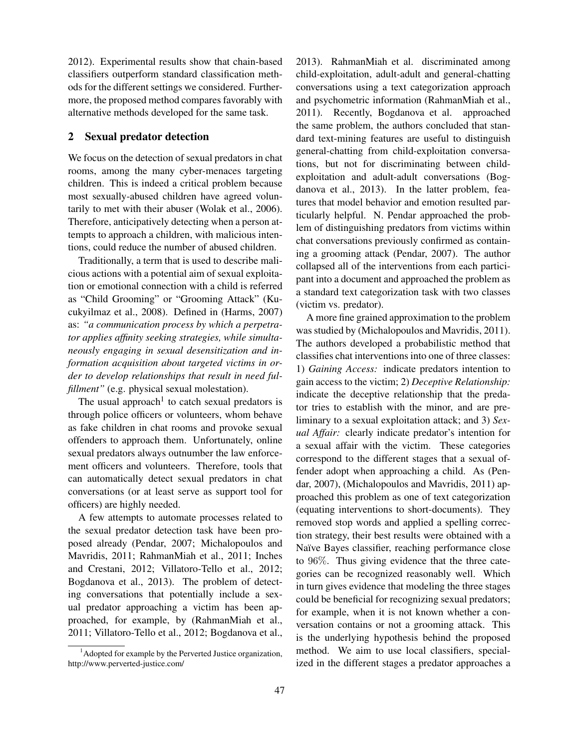2012). Experimental results show that chain-based classifiers outperform standard classification methods for the different settings we considered. Furthermore, the proposed method compares favorably with alternative methods developed for the same task.

## 2 Sexual predator detection

We focus on the detection of sexual predators in chat rooms, among the many cyber-menaces targeting children. This is indeed a critical problem because most sexually-abused children have agreed voluntarily to met with their abuser (Wolak et al., 2006). Therefore, anticipatively detecting when a person attempts to approach a children, with malicious intentions, could reduce the number of abused children.

Traditionally, a term that is used to describe malicious actions with a potential aim of sexual exploitation or emotional connection with a child is referred as "Child Grooming" or "Grooming Attack" (Kucukyilmaz et al., 2008). Defined in (Harms, 2007) as: *"a communication process by which a perpetrator applies affinity seeking strategies, while simultaneously engaging in sexual desensitization and information acquisition about targeted victims in order to develop relationships that result in need fulfillment"* (e.g. physical sexual molestation).

The usual approach[1] to catch sexual predators is through police officers or volunteers, whom behave as fake children in chat rooms and provoke sexual offenders to approach them. Unfortunately, online sexual predators always outnumber the law enforcement officers and volunteers. Therefore, tools that can automatically detect sexual predators in chat conversations (or at least serve as support tool for officers) are highly needed.

A few attempts to automate processes related to the sexual predator detection task have been proposed already (Pendar, 2007; Michalopoulos and Mavridis, 2011; RahmanMiah et al., 2011; Inches and Crestani, 2012; Villatoro-Tello et al., 2012; Bogdanova et al., 2013). The problem of detecting conversations that potentially include a sexual predator approaching a victim has been approached, for example, by (RahmanMiah et al., 2011; Villatoro-Tello et al., 2012; Bogdanova et al., 2013). RahmanMiah et al. discriminated among child-exploitation, adult-adult and general-chatting conversations using a text categorization approach and psychometric information (RahmanMiah et al., 2011). Recently, Bogdanova et al. approached the same problem, the authors concluded that standard text-mining features are useful to distinguish general-chatting from child-exploitation conversations, but not for discriminating between child-exploitation and adult-adult conversations (Bogdanova et al., 2013). In the latter problem, features that model behavior and emotion resulted particularly helpful. N. Pendar approached the problem of distinguishing predators from victims within chat conversations previously confirmed as containing a grooming attack (Pendar, 2007). The author collapsed all of the interventions from each participant into a document and approached the problem as a standard text categorization task with two classes (victim vs. predator).

A more fine grained approximation to the problem was studied by (Michalopoulos and Mavridis, 2011). The authors developed a probabilistic method that classifies chat interventions into one of three classes: 1) *Gaining Access:* indicate predators intention to gain access to the victim; 2) *Deceptive Relationship:* indicate the deceptive relationship that the predator tries to establish with the minor, and are preliminary to a sexual exploitation attack; and 3) *Sexual Affair:* clearly indicate predator's intention for a sexual affair with the victim. These categories correspond to the different stages that a sexual offender adopt when approaching a child. As (Pendar, 2007), (Michalopoulos and Mavridis, 2011) approached this problem as one of text categorization (equating interventions to short-documents). They removed stop words and applied a spelling correction strategy, their best results were obtained with a Naïve Bayes classifier, reaching performance close to 96%. Thus giving evidence that the three categories can be recognized reasonably well. Which in turn gives evidence that modeling the three stages could be beneficial for recognizing sexual predators; for example, when it is not known whether a conversation contains or not a grooming attack. This is the underlying hypothesis behind the proposed method. We aim to use local classifiers, specialized in the different stages a predator approaches a

[1] Adopted for example by the Perverted Justice organization, http://www.perverted-justice.com/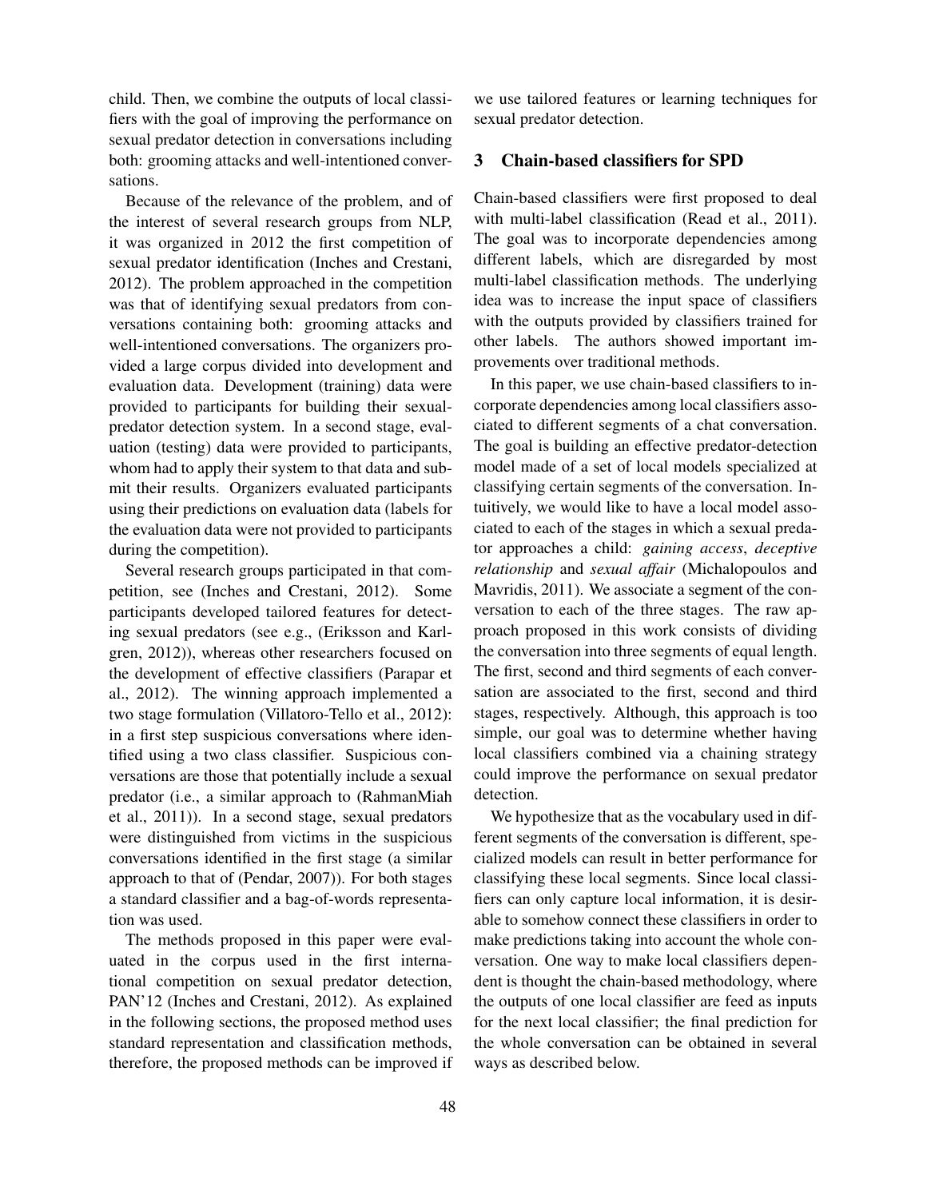child. Then, we combine the outputs of local classifiers with the goal of improving the performance on sexual predator detection in conversations including both: grooming attacks and well-intentioned conversations.

Because of the relevance of the problem, and of the interest of several research groups from NLP, it was organized in 2012 the first competition of sexual predator identification (Inches and Crestani, 2012). The problem approached in the competition was that of identifying sexual predators from conversations containing both: grooming attacks and well-intentioned conversations. The organizers provided a large corpus divided into development and evaluation data. Development (training) data were provided to participants for building their sexual-predator detection system. In a second stage, evaluation (testing) data were provided to participants, whom had to apply their system to that data and submit their results. Organizers evaluated participants using their predictions on evaluation data (labels for the evaluation data were not provided to participants during the competition).

Several research groups participated in that competition, see (Inches and Crestani, 2012). Some participants developed tailored features for detecting sexual predators (see e.g., (Eriksson and Karlgren, 2012)), whereas other researchers focused on the development of effective classifiers (Parapar et al., 2012). The winning approach implemented a two stage formulation (Villatoro-Tello et al., 2012): in a first step suspicious conversations where identified using a two class classifier. Suspicious conversations are those that potentially include a sexual predator (i.e., a similar approach to (RahmanMiah et al., 2011)). In a second stage, sexual predators were distinguished from victims in the suspicious conversations identified in the first stage (a similar approach to that of (Pendar, 2007)). For both stages a standard classifier and a bag-of-words representation was used.

The methods proposed in this paper were evaluated in the corpus used in the first international competition on sexual predator detection, PAN'12 (Inches and Crestani, 2012). As explained in the following sections, the proposed method uses standard representation and classification methods, therefore, the proposed methods can be improved if we use tailored features or learning techniques for sexual predator detection.

## 3 Chain-based classifiers for SPD

Chain-based classifiers were first proposed to deal with multi-label classification (Read et al., 2011). The goal was to incorporate dependencies among different labels, which are disregarded by most multi-label classification methods. The underlying idea was to increase the input space of classifiers with the outputs provided by classifiers trained for other labels. The authors showed important improvements over traditional methods.

In this paper, we use chain-based classifiers to incorporate dependencies among local classifiers associated to different segments of a chat conversation. The goal is building an effective predator-detection model made of a set of local models specialized at classifying certain segments of the conversation. Intuitively, we would like to have a local model associated to each of the stages in which a sexual predator approaches a child: *gaining access*, *deceptive relationship* and *sexual affair* (Michalopoulos and Mavridis, 2011). We associate a segment of the conversation to each of the three stages. The raw approach proposed in this work consists of dividing the conversation into three segments of equal length. The first, second and third segments of each conversation are associated to the first, second and third stages, respectively. Although, this approach is too simple, our goal was to determine whether having local classifiers combined via a chaining strategy could improve the performance on sexual predator detection.

We hypothesize that as the vocabulary used in different segments of the conversation is different, specialized models can result in better performance for classifying these local segments. Since local classifiers can only capture local information, it is desirable to somehow connect these classifiers in order to make predictions taking into account the whole conversation. One way to make local classifiers dependent is thought the chain-based methodology, where the outputs of one local classifier are feed as inputs for the next local classifier; the final prediction for the whole conversation can be obtained in several ways as described below.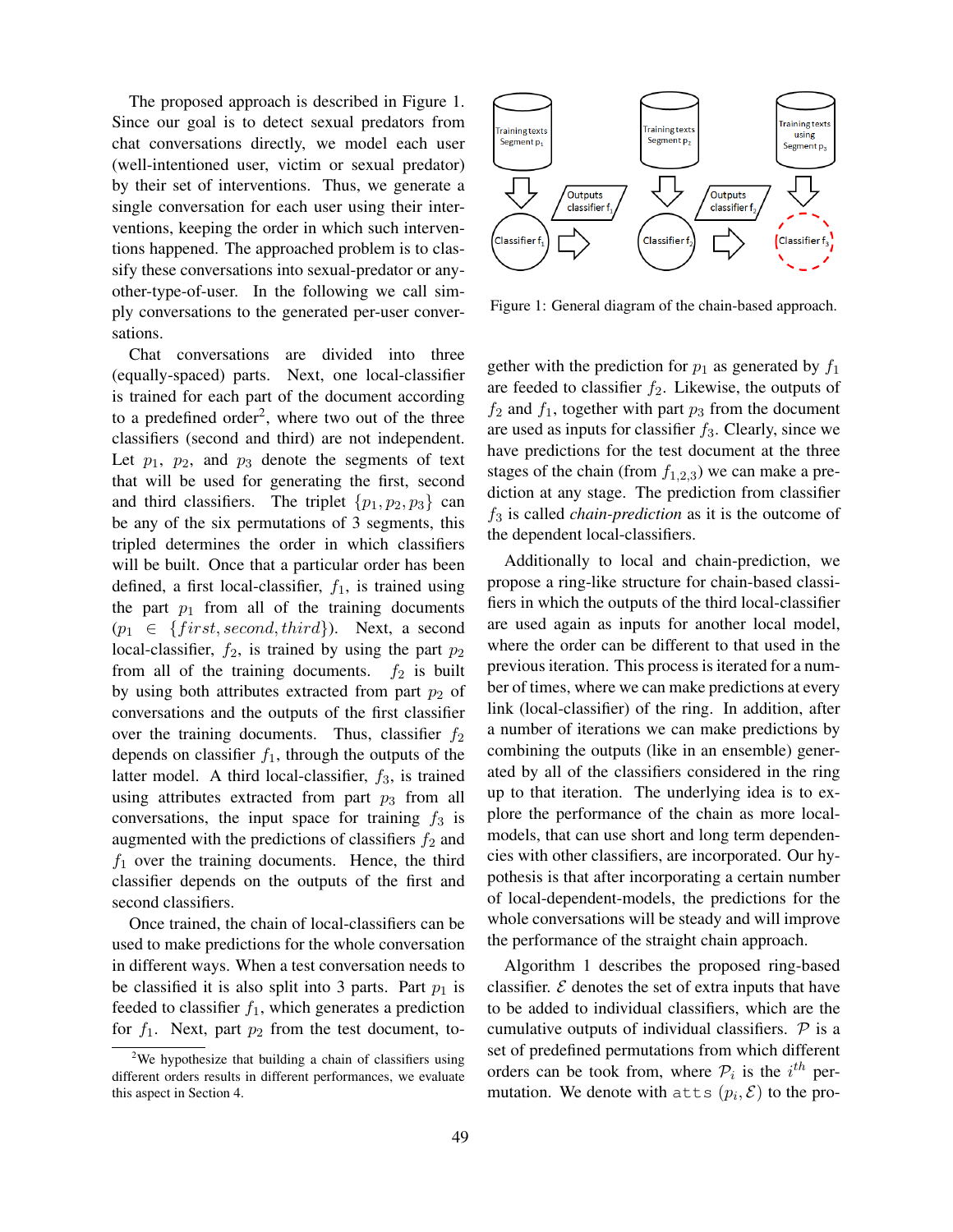The proposed approach is described in Figure 1. Since our goal is to detect sexual predators from chat conversations directly, we model each user (well-intentioned user, victim or sexual predator) by their set of interventions. Thus, we generate a single conversation for each user using their interventions, keeping the order in which such interventions happened. The approached problem is to classify these conversations into sexual-predator or any-other-type-of-user. In the following we call simply conversations to the generated per-user conversations.

Chat conversations are divided into three (equally-spaced) parts. Next, one local-classifier is trained for each part of the document according to a predefined order[2], where two out of the three classifiers (second and third) are not independent. Let $p_1$, $p_2$, and $p_3$ denote the segments of text that will be used for generating the first, second and third classifiers. The triplet $\{p_1, p_2, p_3\}$ can be any of the six permutations of 3 segments, this tripled determines the order in which classifiers will be built. Once that a particular order has been defined, a first local-classifier, $f_1$, is trained using the part $p_1$ from all of the training documents ($p_1 \in \{first, second, third\}$). Next, a second local-classifier, $f_2$, is trained by using the part $p_2$ from all of the training documents. $f_2$ is built by using both attributes extracted from part $p_2$ of conversations and the outputs of the first classifier over the training documents. Thus, classifier $f_2$ depends on classifier $f_1$, through the outputs of the latter model. A third local-classifier, $f_3$, is trained using attributes extracted from part $p_3$ from all conversations, the input space for training $f_3$ is augmented with the predictions of classifiers $f_2$ and $f_1$ over the training documents. Hence, the third classifier depends on the outputs of the first and second classifiers.

Once trained, the chain of local-classifiers can be used to make predictions for the whole conversation in different ways. When a test conversation needs to be classified it is also split into 3 parts. Part $p_1$ is feeded to classifier $f_1$, which generates a prediction for $f_1$. Next, part $p_2$ from the test document, together with the prediction for $p_1$ as generated by $f_1$ are feeded to classifier $f_2$. Likewise, the outputs of $f_2$ and $f_1$, together with part $p_3$ from the document are used as inputs for classifier $f_3$. Clearly, since we have predictions for the test document at the three stages of the chain (from $f_{1,2,3}$) we can make a prediction at any stage. The prediction from classifier $f_3$ is called *chain-prediction* as it is the outcome of the dependent local-classifiers.

Figure 1: General diagram of the chain-based approach.

Additionally to local and chain-prediction, we propose a ring-like structure for chain-based classifiers in which the outputs of the third local-classifier are used again as inputs for another local model, where the order can be different to that used in the previous iteration. This process is iterated for a number of times, where we can make predictions at every link (local-classifier) of the ring. In addition, after a number of iterations we can make predictions by combining the outputs (like in an ensemble) generated by all of the classifiers considered in the ring up to that iteration. The underlying idea is to explore the performance of the chain as more local-models, that can use short and long term dependencies with other classifiers, are incorporated. Our hypothesis is that after incorporating a certain number of local-dependent-models, the predictions for the whole conversations will be steady and will improve the performance of the straight chain approach.

Algorithm 1 describes the proposed ring-based classifier. $\mathcal{E}$ denotes the set of extra inputs that have to be added to individual classifiers, which are the cumulative outputs of individual classifiers. $\mathcal{P}$ is a set of predefined permutations from which different orders can be took from, where $\mathcal{P}_i$ is the $i^{th}$ permutation. We denote with `atts` $(p_i, \mathcal{E})$ to the pro-

[2] We hypothesize that building a chain of classifiers using different orders results in different performances, we evaluate this aspect in Section 4.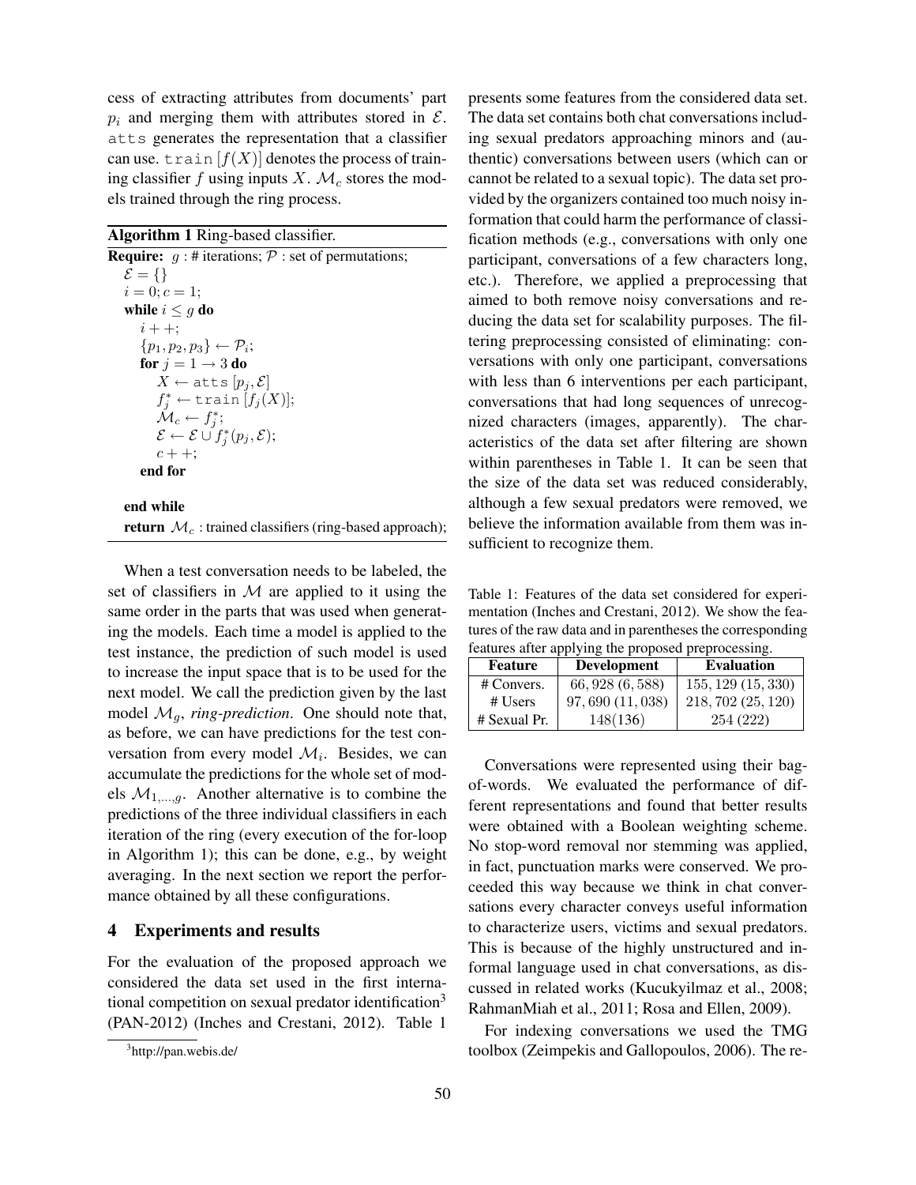cess of extracting attributes from documents' part $p_i$ and merging them with attributes stored in $\mathcal{E}$. atts generates the representation that a classifier can use. $\texttt{train}\,[f(X)]$ denotes the process of training classifier $f$ using inputs $X$. $\mathcal{M}_c$ stores the models trained through the ring process.

**Algorithm 1** Ring-based classifier.

```
Require: g : # iterations; P : set of permutations;
  E = {}
  i = 0; c = 1;
  while i ≤ g do
    i++;
    {p1, p2, p3} ← P_i;
    for j = 1 → 3 do
      X ← atts [p_j, E]
      f*_j ← train [f_j(X)];
      M_c ← f*_j;
      E ← E ∪ f*_j(p_j, E);
      c++;
    end for

  end while
  return M_c : trained classifiers (ring-based approach);
```

When a test conversation needs to be labeled, the set of classifiers in $\mathcal{M}$ are applied to it using the same order in the parts that was used when generating the models. Each time a model is applied to the test instance, the prediction of such model is used to increase the input space that is to be used for the next model. We call the prediction given by the last model $\mathcal{M}_g$, *ring-prediction*. One should note that, as before, we can have predictions for the test conversation from every model $\mathcal{M}_i$. Besides, we can accumulate the predictions for the whole set of models $\mathcal{M}_{1,\ldots,g}$. Another alternative is to combine the predictions of the three individual classifiers in each iteration of the ring (every execution of the for-loop in Algorithm 1); this can be done, e.g., by weight averaging. In the next section we report the performance obtained by all these configurations.

## 4 Experiments and results

For the evaluation of the proposed approach we considered the data set used in the first international competition on sexual predator identification[3] (PAN-2012) (Inches and Crestani, 2012). Table 1 presents some features from the considered data set. The data set contains both chat conversations including sexual predators approaching minors and (authentic) conversations between users (which can or cannot be related to a sexual topic). The data set provided by the organizers contained too much noisy information that could harm the performance of classification methods (e.g., conversations with only one participant, conversations of a few characters long, etc.). Therefore, we applied a preprocessing that aimed to both remove noisy conversations and reducing the data set for scalability purposes. The filtering preprocessing consisted of eliminating: conversations with only one participant, conversations with less than 6 interventions per each participant, conversations that had long sequences of unrecognized characters (images, apparently). The characteristics of the data set after filtering are shown within parentheses in Table 1. It can be seen that the size of the data set was reduced considerably, although a few sexual predators were removed, we believe the information available from them was insufficient to recognize them.

Table 1: Features of the data set considered for experimentation (Inches and Crestani, 2012). We show the features of the raw data and in parentheses the corresponding features after applying the proposed preprocessing.

| Feature | Development | Evaluation |
|---|---|---|
| # Convers. | 66,928 (6,588) | 155,129 (15,330) |
| # Users | 97,690 (11,038) | 218,702 (25,120) |
| # Sexual Pr. | 148(136) | 254 (222) |

Conversations were represented using their bag-of-words. We evaluated the performance of different representations and found that better results were obtained with a Boolean weighting scheme. No stop-word removal nor stemming was applied, in fact, punctuation marks were conserved. We proceeded this way because we think in chat conversations every character conveys useful information to characterize users, victims and sexual predators. This is because of the highly unstructured and informal language used in chat conversations, as discussed in related works (Kucukyilmaz et al., 2008; RahmanMiah et al., 2011; Rosa and Ellen, 2009).

For indexing conversations we used the TMG toolbox (Zeimpekis and Gallopoulos, 2006). The re-

[3] http://pan.webis.de/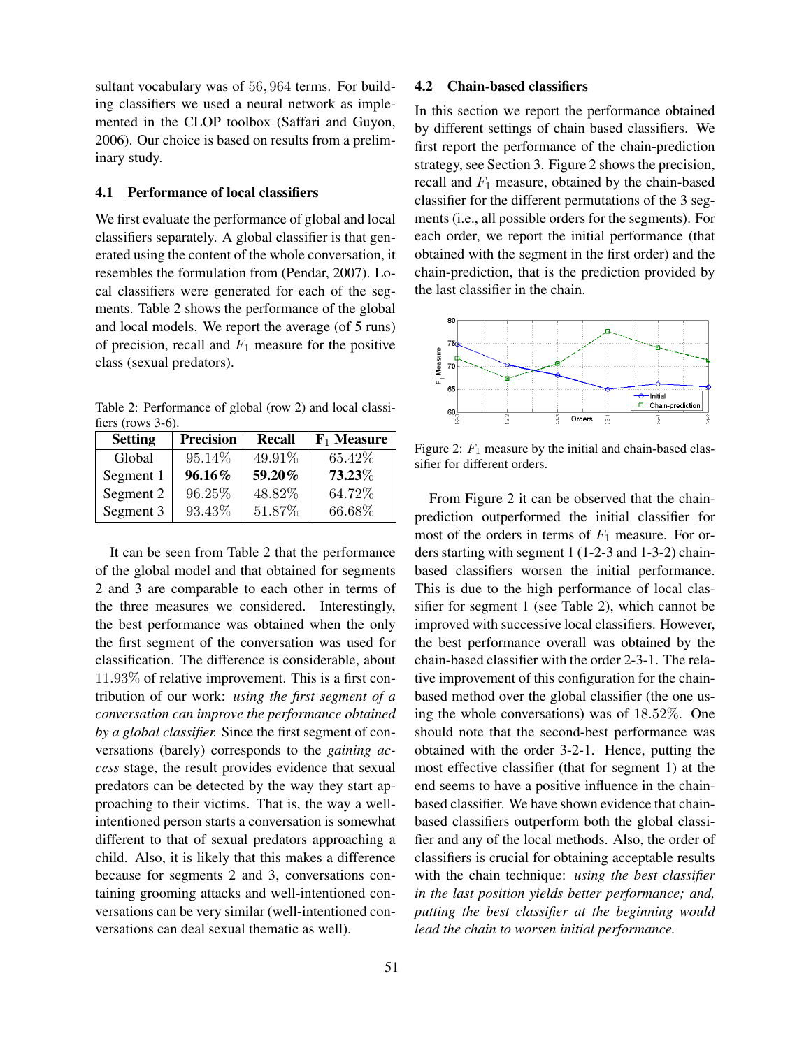sultant vocabulary was of 56,964 terms. For building classifiers we used a neural network as implemented in the CLOP toolbox (Saffari and Guyon, 2006). Our choice is based on results from a preliminary study.

### 4.1 Performance of local classifiers

We first evaluate the performance of global and local classifiers separately. A global classifier is that generated using the content of the whole conversation, it resembles the formulation from (Pendar, 2007). Local classifiers were generated for each of the segments. Table 2 shows the performance of the global and local models. We report the average (of 5 runs) of precision, recall and $F_1$ measure for the positive class (sexual predators).

Table 2: Performance of global (row 2) and local classifiers (rows 3-6).

| Setting | Precision | Recall | $\mathbf{F_1}$ Measure |
|---|---|---|---|
| Global | 95.14% | 49.91% | 65.42% |
| Segment 1 | **96.16%** | **59.20%** | **73.23**% |
| Segment 2 | 96.25% | 48.82% | 64.72% |
| Segment 3 | 93.43% | 51.87% | 66.68% |

It can be seen from Table 2 that the performance of the global model and that obtained for segments 2 and 3 are comparable to each other in terms of the three measures we considered. Interestingly, the best performance was obtained when the only the first segment of the conversation was used for classification. The difference is considerable, about 11.93% of relative improvement. This is a first contribution of our work: *using the first segment of a conversation can improve the performance obtained by a global classifier.* Since the first segment of conversations (barely) corresponds to the *gaining access* stage, the result provides evidence that sexual predators can be detected by the way they start approaching to their victims. That is, the way a well-intentioned person starts a conversation is somewhat different to that of sexual predators approaching a child. Also, it is likely that this makes a difference because for segments 2 and 3, conversations containing grooming attacks and well-intentioned conversations can be very similar (well-intentioned conversations can deal sexual thematic as well).

### 4.2 Chain-based classifiers

In this section we report the performance obtained by different settings of chain based classifiers. We first report the performance of the chain-prediction strategy, see Section 3. Figure 2 shows the precision, recall and $F_1$ measure, obtained by the chain-based classifier for the different permutations of the 3 segments (i.e., all possible orders for the segments). For each order, we report the initial performance (that obtained with the segment in the first order) and the chain-prediction, that is the prediction provided by the last classifier in the chain.

Figure 2: $F_1$ measure by the initial and chain-based classifier for different orders.

From Figure 2 it can be observed that the chain-prediction outperformed the initial classifier for most of the orders in terms of $F_1$ measure. For orders starting with segment 1 (1-2-3 and 1-3-2) chain-based classifiers worsen the initial performance. This is due to the high performance of local classifier for segment 1 (see Table 2), which cannot be improved with successive local classifiers. However, the best performance overall was obtained by the chain-based classifier with the order 2-3-1. The relative improvement of this configuration for the chain-based method over the global classifier (the one using the whole conversations) was of 18.52%. One should note that the second-best performance was obtained with the order 3-2-1. Hence, putting the most effective classifier (that for segment 1) at the end seems to have a positive influence in the chain-based classifier. We have shown evidence that chain-based classifiers outperform both the global classifier and any of the local methods. Also, the order of classifiers is crucial for obtaining acceptable results with the chain technique: *using the best classifier in the last position yields better performance; and, putting the best classifier at the beginning would lead the chain to worsen initial performance.*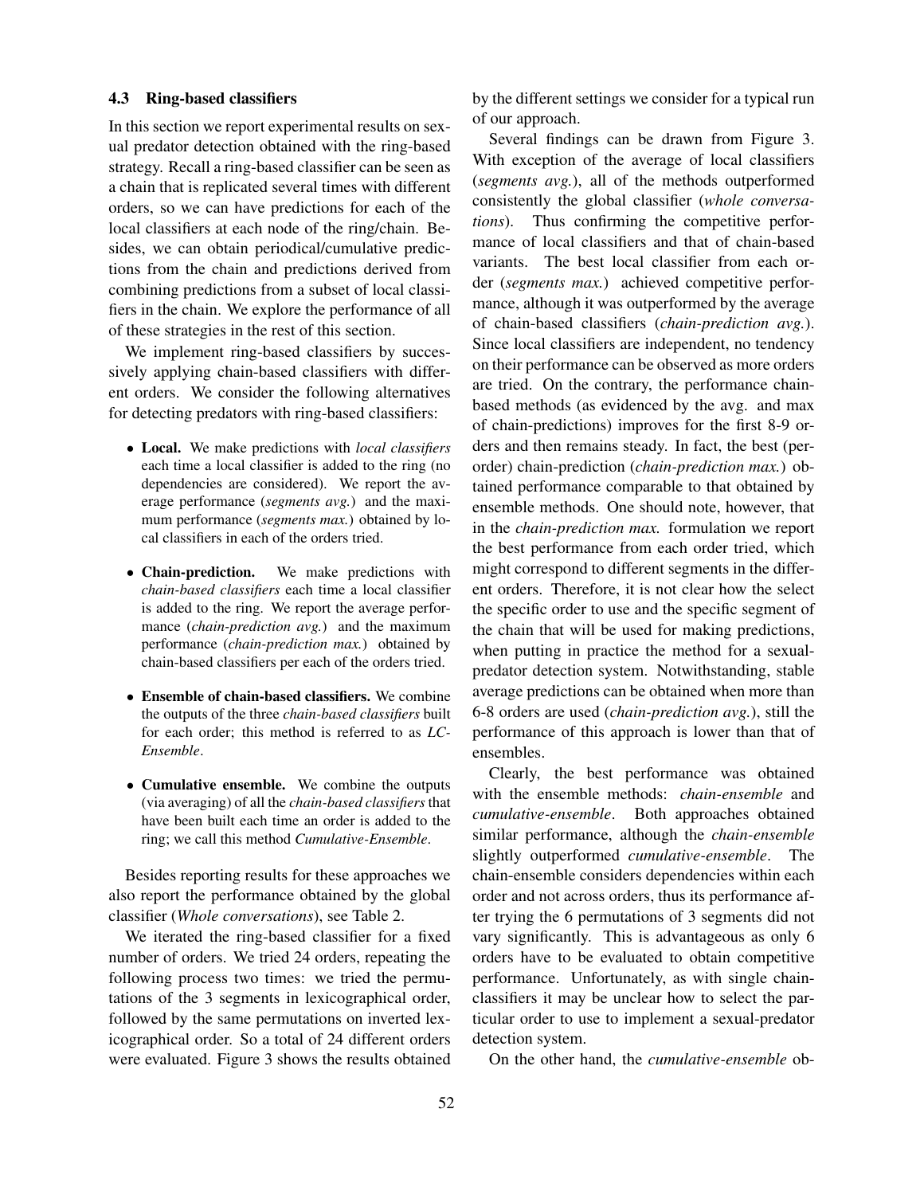### 4.3 Ring-based classifiers

In this section we report experimental results on sexual predator detection obtained with the ring-based strategy. Recall a ring-based classifier can be seen as a chain that is replicated several times with different orders, so we can have predictions for each of the local classifiers at each node of the ring/chain. Besides, we can obtain periodical/cumulative predictions from the chain and predictions derived from combining predictions from a subset of local classifiers in the chain. We explore the performance of all of these strategies in the rest of this section.

We implement ring-based classifiers by successively applying chain-based classifiers with different orders. We consider the following alternatives for detecting predators with ring-based classifiers:

- **Local.** We make predictions with *local classifiers* each time a local classifier is added to the ring (no dependencies are considered). We report the average performance (*segments avg.*) and the maximum performance (*segments max.*) obtained by local classifiers in each of the orders tried.
- **Chain-prediction.** We make predictions with *chain-based classifiers* each time a local classifier is added to the ring. We report the average performance (*chain-prediction avg.*) and the maximum performance (*chain-prediction max.*) obtained by chain-based classifiers per each of the orders tried.
- **Ensemble of chain-based classifiers.** We combine the outputs of the three *chain-based classifiers* built for each order; this method is referred to as *LC-Ensemble*.
- **Cumulative ensemble.** We combine the outputs (via averaging) of all the *chain-based classifiers* that have been built each time an order is added to the ring; we call this method *Cumulative-Ensemble*.

Besides reporting results for these approaches we also report the performance obtained by the global classifier (*Whole conversations*), see Table 2.

We iterated the ring-based classifier for a fixed number of orders. We tried 24 orders, repeating the following process two times: we tried the permutations of the 3 segments in lexicographical order, followed by the same permutations on inverted lexicographical order. So a total of 24 different orders were evaluated. Figure 3 shows the results obtained by the different settings we consider for a typical run of our approach.

Several findings can be drawn from Figure 3. With exception of the average of local classifiers (*segments avg.*), all of the methods outperformed consistently the global classifier (*whole conversations*). Thus confirming the competitive performance of local classifiers and that of chain-based variants. The best local classifier from each order (*segments max.*) achieved competitive performance, although it was outperformed by the average of chain-based classifiers (*chain-prediction avg.*). Since local classifiers are independent, no tendency on their performance can be observed as more orders are tried. On the contrary, the performance chain-based methods (as evidenced by the avg. and max of chain-predictions) improves for the first 8-9 orders and then remains steady. In fact, the best (per-order) chain-prediction (*chain-prediction max.*) obtained performance comparable to that obtained by ensemble methods. One should note, however, that in the *chain-prediction max.* formulation we report the best performance from each order tried, which might correspond to different segments in the different orders. Therefore, it is not clear how the select the specific order to use and the specific segment of the chain that will be used for making predictions, when putting in practice the method for a sexual-predator detection system. Notwithstanding, stable average predictions can be obtained when more than 6-8 orders are used (*chain-prediction avg.*), still the performance of this approach is lower than that of ensembles.

Clearly, the best performance was obtained with the ensemble methods: *chain-ensemble* and *cumulative-ensemble*. Both approaches obtained similar performance, although the *chain-ensemble* slightly outperformed *cumulative-ensemble*. The chain-ensemble considers dependencies within each order and not across orders, thus its performance after trying the 6 permutations of 3 segments did not vary significantly. This is advantageous as only 6 orders have to be evaluated to obtain competitive performance. Unfortunately, as with single chain-classifiers it may be unclear how to select the particular order to use to implement a sexual-predator detection system.

On the other hand, the *cumulative-ensemble* ob-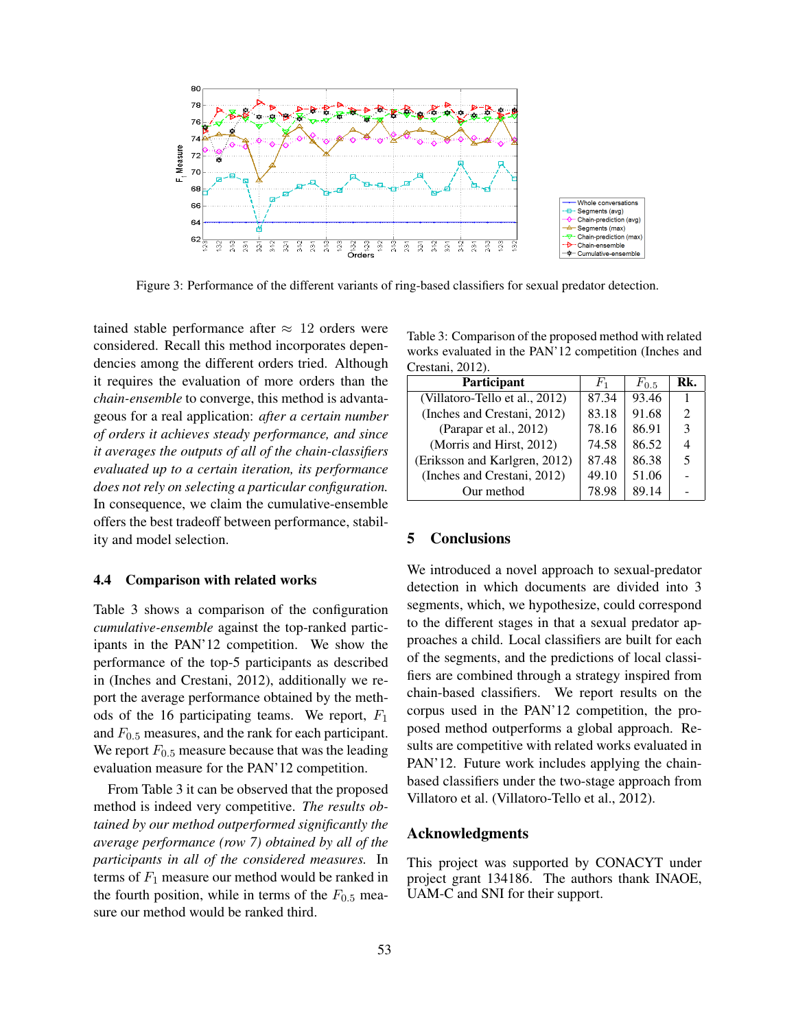Figure 3: Performance of the different variants of ring-based classifiers for sexual predator detection.

tained stable performance after ≈ 12 orders were considered. Recall this method incorporates dependencies among the different orders tried. Although it requires the evaluation of more orders than the *chain-ensemble* to converge, this method is advantageous for a real application: *after a certain number of orders it achieves steady performance, and since it averages the outputs of all of the chain-classifiers evaluated up to a certain iteration, its performance does not rely on selecting a particular configuration.* In consequence, we claim the cumulative-ensemble offers the best tradeoff between performance, stability and model selection.

### 4.4 Comparison with related works

Table 3 shows a comparison of the configuration *cumulative-ensemble* against the top-ranked participants in the PAN'12 competition. We show the performance of the top-5 participants as described in (Inches and Crestani, 2012), additionally we report the average performance obtained by the methods of the 16 participating teams. We report, $F_1$ and $F_{0.5}$ measures, and the rank for each participant. We report $F_{0.5}$ measure because that was the leading evaluation measure for the PAN'12 competition.

From Table 3 it can be observed that the proposed method is indeed very competitive. *The results obtained by our method outperformed significantly the average performance (row 7) obtained by all of the participants in all of the considered measures.* In terms of $F_1$ measure our method would be ranked in the fourth position, while in terms of the $F_{0.5}$ measure our method would be ranked third.

Table 3: Comparison of the proposed method with related works evaluated in the PAN'12 competition (Inches and Crestani, 2012).

| Participant | $F_1$ | $F_{0.5}$ | Rk. |
|---|---|---|---|
| (Villatoro-Tello et al., 2012) | 87.34 | 93.46 | 1 |
| (Inches and Crestani, 2012) | 83.18 | 91.68 | 2 |
| (Parapar et al., 2012) | 78.16 | 86.91 | 3 |
| (Morris and Hirst, 2012) | 74.58 | 86.52 | 4 |
| (Eriksson and Karlgren, 2012) | 87.48 | 86.38 | 5 |
| (Inches and Crestani, 2012) | 49.10 | 51.06 | - |
| Our method | 78.98 | 89.14 | - |

## 5 Conclusions

We introduced a novel approach to sexual-predator detection in which documents are divided into 3 segments, which, we hypothesize, could correspond to the different stages in that a sexual predator approaches a child. Local classifiers are built for each of the segments, and the predictions of local classifiers are combined through a strategy inspired from chain-based classifiers. We report results on the corpus used in the PAN'12 competition, the proposed method outperforms a global approach. Results are competitive with related works evaluated in PAN'12. Future work includes applying the chain-based classifiers under the two-stage approach from Villatoro et al. (Villatoro-Tello et al., 2012).

## Acknowledgments

This project was supported by CONACYT under project grant 134186. The authors thank INAOE, UAM-C and SNI for their support.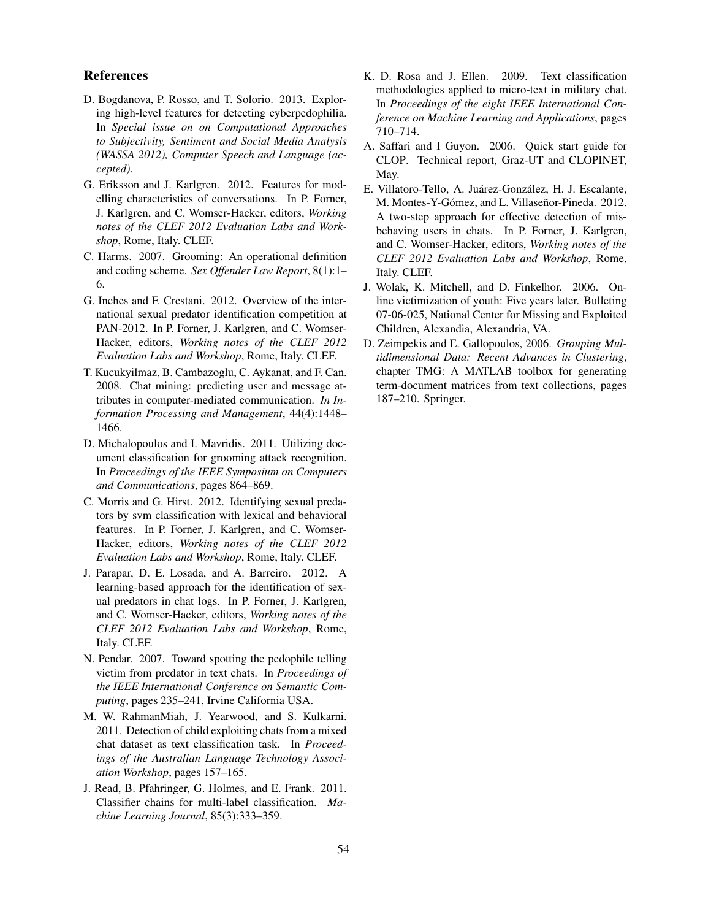## References

D. Bogdanova, P. Rosso, and T. Solorio. 2013. Exploring high-level features for detecting cyberpedophilia. In *Special issue on on Computational Approaches to Subjectivity, Sentiment and Social Media Analysis (WASSA 2012), Computer Speech and Language (accepted)*.

G. Eriksson and J. Karlgren. 2012. Features for modelling characteristics of conversations. In P. Forner, J. Karlgren, and C. Womser-Hacker, editors, *Working notes of the CLEF 2012 Evaluation Labs and Workshop*, Rome, Italy. CLEF.

C. Harms. 2007. Grooming: An operational definition and coding scheme. *Sex Offender Law Report*, 8(1):1–6.

G. Inches and F. Crestani. 2012. Overview of the international sexual predator identification competition at PAN-2012. In P. Forner, J. Karlgren, and C. Womser-Hacker, editors, *Working notes of the CLEF 2012 Evaluation Labs and Workshop*, Rome, Italy. CLEF.

T. Kucukyilmaz, B. Cambazoglu, C. Aykanat, and F. Can. 2008. Chat mining: predicting user and message attributes in computer-mediated communication. *In Information Processing and Management*, 44(4):1448–1466.

D. Michalopoulos and I. Mavridis. 2011. Utilizing document classification for grooming attack recognition. In *Proceedings of the IEEE Symposium on Computers and Communications*, pages 864–869.

C. Morris and G. Hirst. 2012. Identifying sexual predators by svm classification with lexical and behavioral features. In P. Forner, J. Karlgren, and C. Womser-Hacker, editors, *Working notes of the CLEF 2012 Evaluation Labs and Workshop*, Rome, Italy. CLEF.

J. Parapar, D. E. Losada, and A. Barreiro. 2012. A learning-based approach for the identification of sexual predators in chat logs. In P. Forner, J. Karlgren, and C. Womser-Hacker, editors, *Working notes of the CLEF 2012 Evaluation Labs and Workshop*, Rome, Italy. CLEF.

N. Pendar. 2007. Toward spotting the pedophile telling victim from predator in text chats. In *Proceedings of the IEEE International Conference on Semantic Computing*, pages 235–241, Irvine California USA.

M. W. RahmanMiah, J. Yearwood, and S. Kulkarni. 2011. Detection of child exploiting chats from a mixed chat dataset as text classification task. In *Proceedings of the Australian Language Technology Association Workshop*, pages 157–165.

J. Read, B. Pfahringer, G. Holmes, and E. Frank. 2011. Classifier chains for multi-label classification. *Machine Learning Journal*, 85(3):333–359.

K. D. Rosa and J. Ellen. 2009. Text classification methodologies applied to micro-text in military chat. In *Proceedings of the eight IEEE International Conference on Machine Learning and Applications*, pages 710–714.

A. Saffari and I Guyon. 2006. Quick start guide for CLOP. Technical report, Graz-UT and CLOPINET, May.

E. Villatoro-Tello, A. Juárez-González, H. J. Escalante, M. Montes-Y-Gómez, and L. Villaseñor-Pineda. 2012. A two-step approach for effective detection of misbehaving users in chats. In P. Forner, J. Karlgren, and C. Womser-Hacker, editors, *Working notes of the CLEF 2012 Evaluation Labs and Workshop*, Rome, Italy. CLEF.

J. Wolak, K. Mitchell, and D. Finkelhor. 2006. Online victimization of youth: Five years later. Bulleting 07-06-025, National Center for Missing and Exploited Children, Alexandia, Alexandria, VA.

D. Zeimpekis and E. Gallopoulos, 2006. *Grouping Multidimensional Data: Recent Advances in Clustering*, chapter TMG: A MATLAB toolbox for generating term-document matrices from text collections, pages 187–210. Springer.